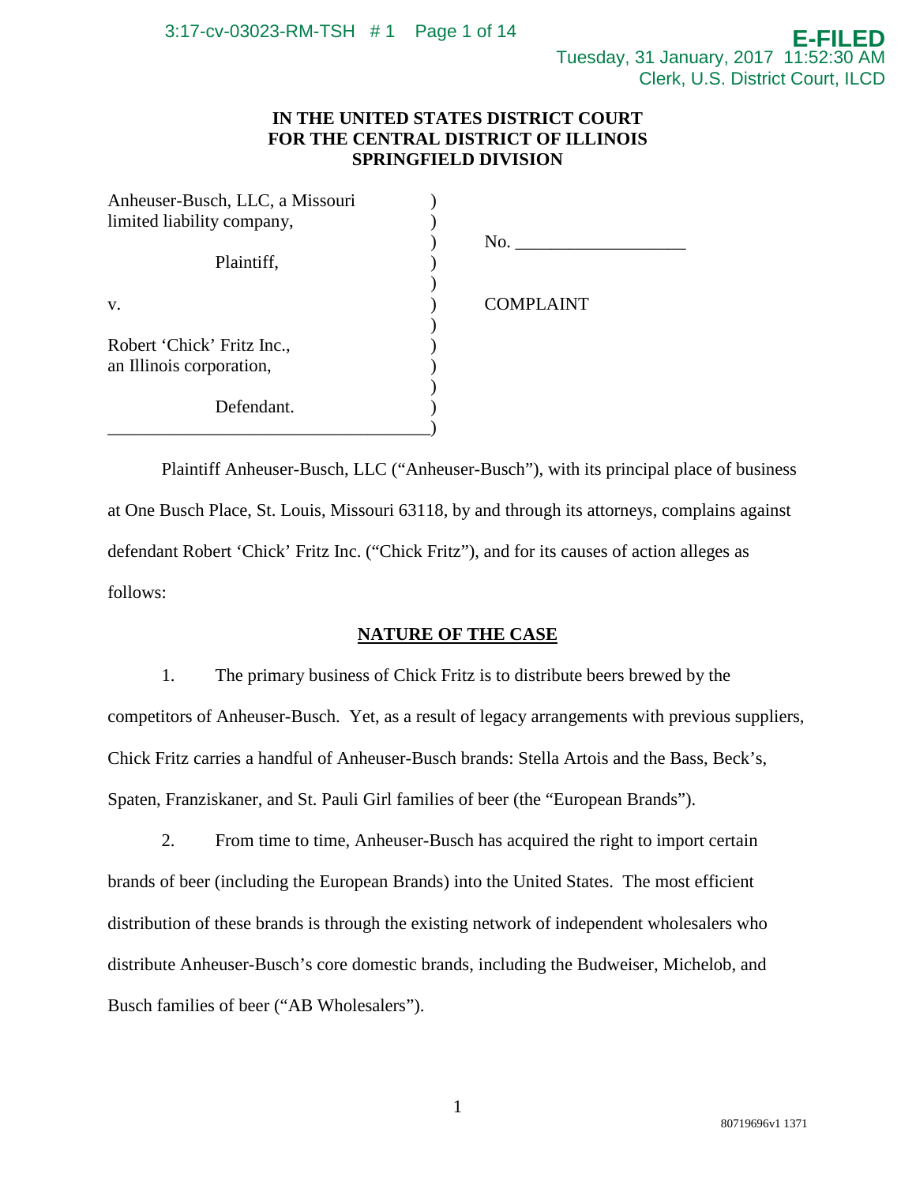IN THE UNITED STATES DISTRICT COURT
FOR THE CENTRAL DISTRICT OF ILLINOIS
SPRINGFIELD DIVISION

| | |
|---|---|
| Anheuser-Busch, LLC, a Missouri limited liability company, | No. ___________________ |
| Plaintiff, | |
| v. | COMPLAINT |
| Robert 'Chick' Fritz Inc., an Illinois corporation, | |
| Defendant. | |

Plaintiff Anheuser-Busch, LLC ("Anheuser-Busch"), with its principal place of business at One Busch Place, St. Louis, Missouri 63118, by and through its attorneys, complains against defendant Robert 'Chick' Fritz Inc. ("Chick Fritz"), and for its causes of action alleges as follows:

## NATURE OF THE CASE

1. The primary business of Chick Fritz is to distribute beers brewed by the competitors of Anheuser-Busch. Yet, as a result of legacy arrangements with previous suppliers, Chick Fritz carries a handful of Anheuser-Busch brands: Stella Artois and the Bass, Beck's, Spaten, Franziskaner, and St. Pauli Girl families of beer (the "European Brands").

2. From time to time, Anheuser-Busch has acquired the right to import certain brands of beer (including the European Brands) into the United States. The most efficient distribution of these brands is through the existing network of independent wholesalers who distribute Anheuser-Busch's core domestic brands, including the Budweiser, Michelob, and Busch families of beer ("AB Wholesalers").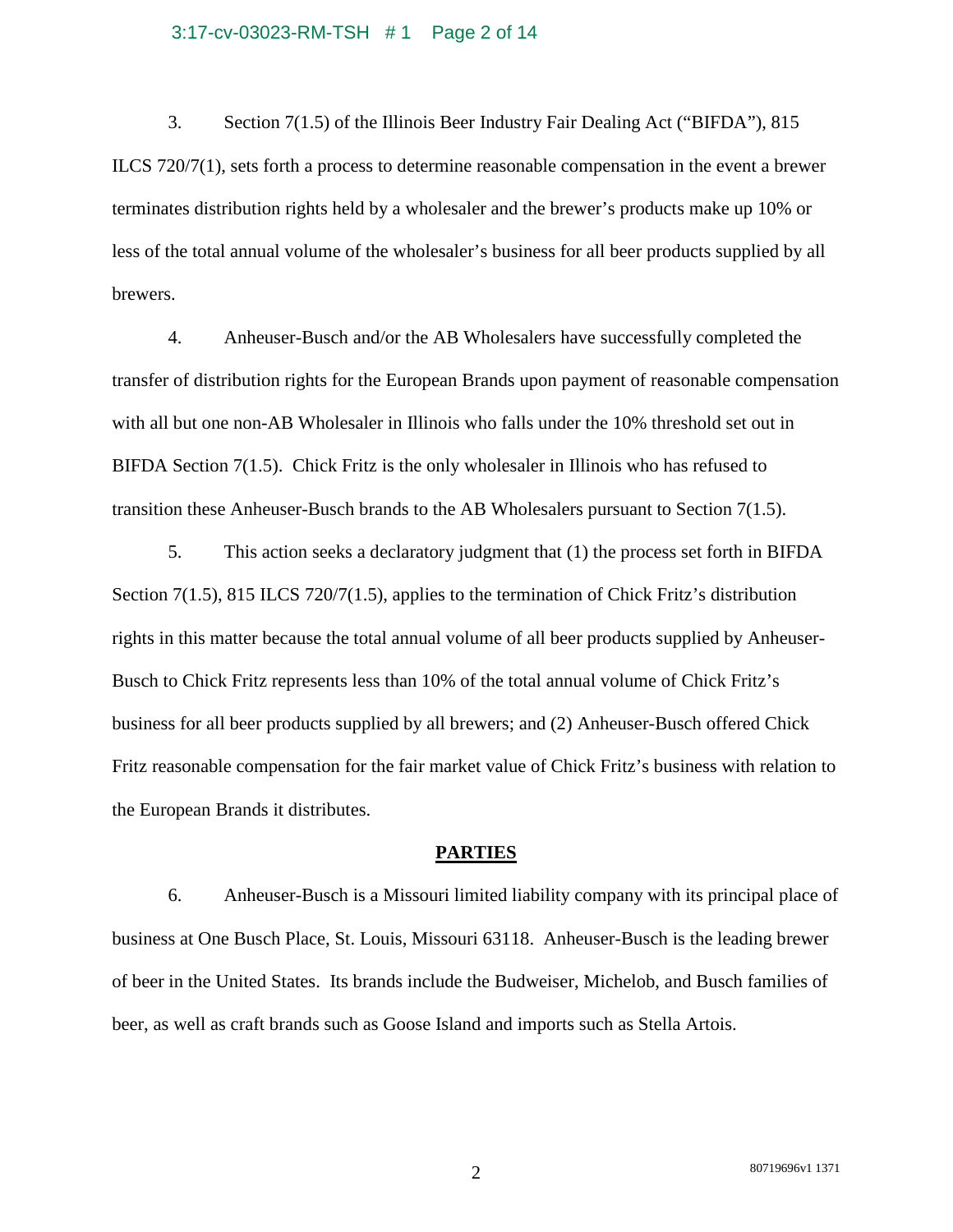3. Section 7(1.5) of the Illinois Beer Industry Fair Dealing Act ("BIFDA"), 815 ILCS 720/7(1), sets forth a process to determine reasonable compensation in the event a brewer terminates distribution rights held by a wholesaler and the brewer's products make up 10% or less of the total annual volume of the wholesaler's business for all beer products supplied by all brewers.

4. Anheuser-Busch and/or the AB Wholesalers have successfully completed the transfer of distribution rights for the European Brands upon payment of reasonable compensation with all but one non-AB Wholesaler in Illinois who falls under the 10% threshold set out in BIFDA Section 7(1.5). Chick Fritz is the only wholesaler in Illinois who has refused to transition these Anheuser-Busch brands to the AB Wholesalers pursuant to Section 7(1.5).

5. This action seeks a declaratory judgment that (1) the process set forth in BIFDA Section 7(1.5), 815 ILCS 720/7(1.5), applies to the termination of Chick Fritz's distribution rights in this matter because the total annual volume of all beer products supplied by Anheuser-Busch to Chick Fritz represents less than 10% of the total annual volume of Chick Fritz's business for all beer products supplied by all brewers; and (2) Anheuser-Busch offered Chick Fritz reasonable compensation for the fair market value of Chick Fritz's business with relation to the European Brands it distributes.

## **PARTIES**

6. Anheuser-Busch is a Missouri limited liability company with its principal place of business at One Busch Place, St. Louis, Missouri 63118. Anheuser-Busch is the leading brewer of beer in the United States. Its brands include the Budweiser, Michelob, and Busch families of beer, as well as craft brands such as Goose Island and imports such as Stella Artois.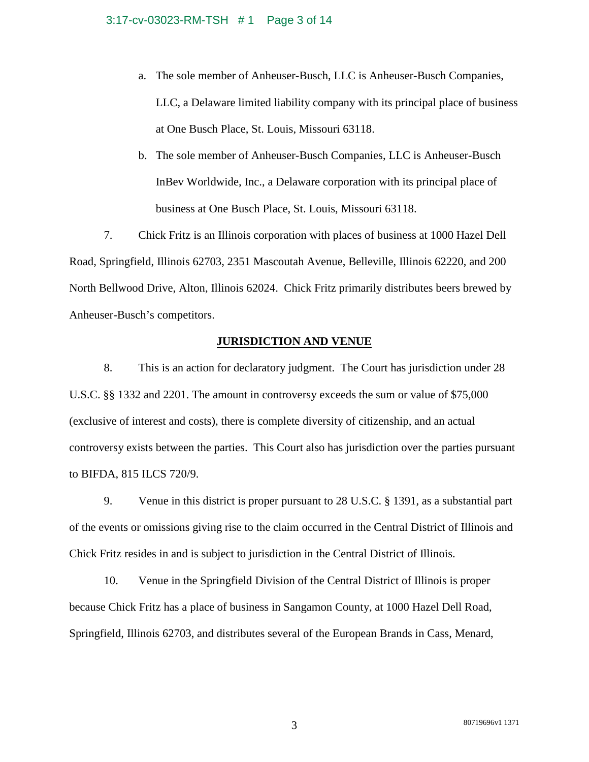a. The sole member of Anheuser-Busch, LLC is Anheuser-Busch Companies, LLC, a Delaware limited liability company with its principal place of business at One Busch Place, St. Louis, Missouri 63118.

b. The sole member of Anheuser-Busch Companies, LLC is Anheuser-Busch InBev Worldwide, Inc., a Delaware corporation with its principal place of business at One Busch Place, St. Louis, Missouri 63118.

7. Chick Fritz is an Illinois corporation with places of business at 1000 Hazel Dell Road, Springfield, Illinois 62703, 2351 Mascoutah Avenue, Belleville, Illinois 62220, and 200 North Bellwood Drive, Alton, Illinois 62024. Chick Fritz primarily distributes beers brewed by Anheuser-Busch's competitors.

**JURISDICTION AND VENUE**

8. This is an action for declaratory judgment. The Court has jurisdiction under 28 U.S.C. §§ 1332 and 2201. The amount in controversy exceeds the sum or value of $75,000 (exclusive of interest and costs), there is complete diversity of citizenship, and an actual controversy exists between the parties. This Court also has jurisdiction over the parties pursuant to BIFDA, 815 ILCS 720/9.

9. Venue in this district is proper pursuant to 28 U.S.C. § 1391, as a substantial part of the events or omissions giving rise to the claim occurred in the Central District of Illinois and Chick Fritz resides in and is subject to jurisdiction in the Central District of Illinois.

10. Venue in the Springfield Division of the Central District of Illinois is proper because Chick Fritz has a place of business in Sangamon County, at 1000 Hazel Dell Road, Springfield, Illinois 62703, and distributes several of the European Brands in Cass, Menard,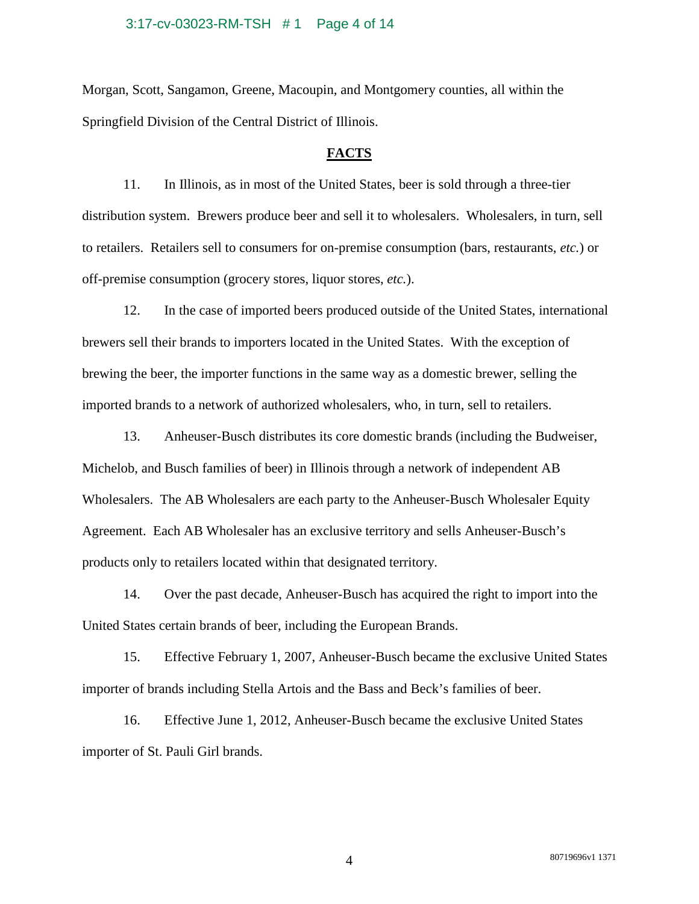Morgan, Scott, Sangamon, Greene, Macoupin, and Montgomery counties, all within the Springfield Division of the Central District of Illinois.

## FACTS

11. In Illinois, as in most of the United States, beer is sold through a three-tier distribution system. Brewers produce beer and sell it to wholesalers. Wholesalers, in turn, sell to retailers. Retailers sell to consumers for on-premise consumption (bars, restaurants, *etc.*) or off-premise consumption (grocery stores, liquor stores, *etc.*).

12. In the case of imported beers produced outside of the United States, international brewers sell their brands to importers located in the United States. With the exception of brewing the beer, the importer functions in the same way as a domestic brewer, selling the imported brands to a network of authorized wholesalers, who, in turn, sell to retailers.

13. Anheuser-Busch distributes its core domestic brands (including the Budweiser, Michelob, and Busch families of beer) in Illinois through a network of independent AB Wholesalers. The AB Wholesalers are each party to the Anheuser-Busch Wholesaler Equity Agreement. Each AB Wholesaler has an exclusive territory and sells Anheuser-Busch's products only to retailers located within that designated territory.

14. Over the past decade, Anheuser-Busch has acquired the right to import into the United States certain brands of beer, including the European Brands.

15. Effective February 1, 2007, Anheuser-Busch became the exclusive United States importer of brands including Stella Artois and the Bass and Beck's families of beer.

16. Effective June 1, 2012, Anheuser-Busch became the exclusive United States importer of St. Pauli Girl brands.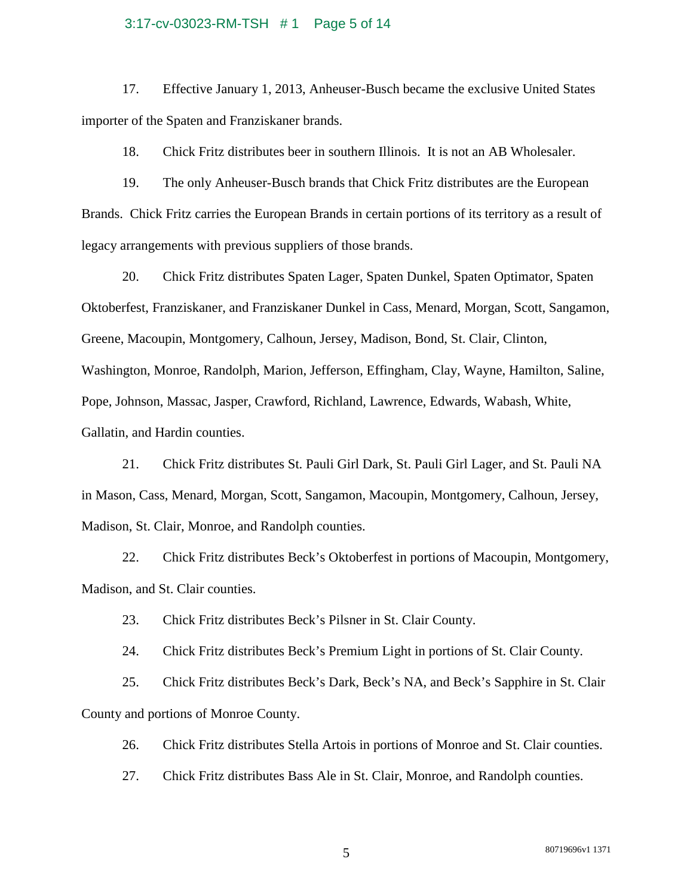17. Effective January 1, 2013, Anheuser-Busch became the exclusive United States importer of the Spaten and Franziskaner brands.

18. Chick Fritz distributes beer in southern Illinois. It is not an AB Wholesaler.

19. The only Anheuser-Busch brands that Chick Fritz distributes are the European Brands. Chick Fritz carries the European Brands in certain portions of its territory as a result of legacy arrangements with previous suppliers of those brands.

20. Chick Fritz distributes Spaten Lager, Spaten Dunkel, Spaten Optimator, Spaten Oktoberfest, Franziskaner, and Franziskaner Dunkel in Cass, Menard, Morgan, Scott, Sangamon, Greene, Macoupin, Montgomery, Calhoun, Jersey, Madison, Bond, St. Clair, Clinton, Washington, Monroe, Randolph, Marion, Jefferson, Effingham, Clay, Wayne, Hamilton, Saline, Pope, Johnson, Massac, Jasper, Crawford, Richland, Lawrence, Edwards, Wabash, White, Gallatin, and Hardin counties.

21. Chick Fritz distributes St. Pauli Girl Dark, St. Pauli Girl Lager, and St. Pauli NA in Mason, Cass, Menard, Morgan, Scott, Sangamon, Macoupin, Montgomery, Calhoun, Jersey, Madison, St. Clair, Monroe, and Randolph counties.

22. Chick Fritz distributes Beck's Oktoberfest in portions of Macoupin, Montgomery, Madison, and St. Clair counties.

23. Chick Fritz distributes Beck's Pilsner in St. Clair County.

24. Chick Fritz distributes Beck's Premium Light in portions of St. Clair County.

25. Chick Fritz distributes Beck's Dark, Beck's NA, and Beck's Sapphire in St. Clair County and portions of Monroe County.

26. Chick Fritz distributes Stella Artois in portions of Monroe and St. Clair counties.

27. Chick Fritz distributes Bass Ale in St. Clair, Monroe, and Randolph counties.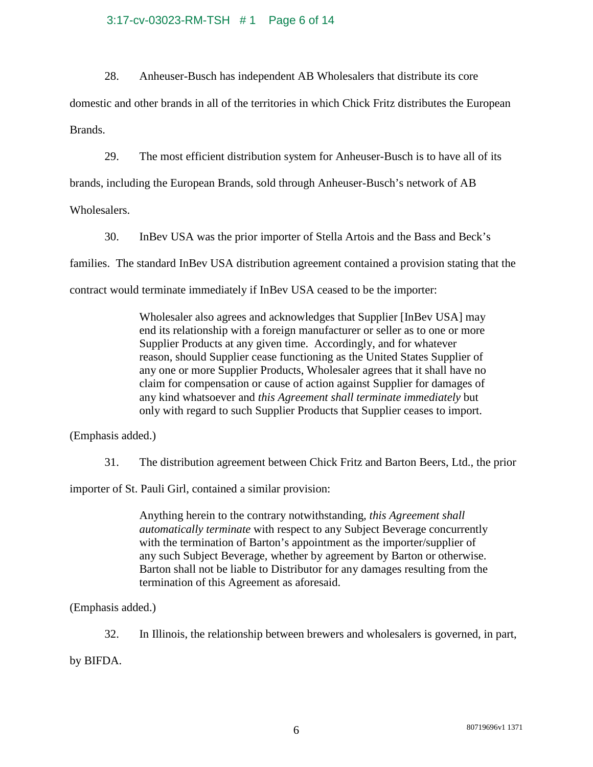28. Anheuser-Busch has independent AB Wholesalers that distribute its core domestic and other brands in all of the territories in which Chick Fritz distributes the European Brands.

29. The most efficient distribution system for Anheuser-Busch is to have all of its brands, including the European Brands, sold through Anheuser-Busch's network of AB Wholesalers.

30. InBev USA was the prior importer of Stella Artois and the Bass and Beck's families. The standard InBev USA distribution agreement contained a provision stating that the contract would terminate immediately if InBev USA ceased to be the importer:

> Wholesaler also agrees and acknowledges that Supplier [InBev USA] may end its relationship with a foreign manufacturer or seller as to one or more Supplier Products at any given time. Accordingly, and for whatever reason, should Supplier cease functioning as the United States Supplier of any one or more Supplier Products, Wholesaler agrees that it shall have no claim for compensation or cause of action against Supplier for damages of any kind whatsoever and *this Agreement shall terminate immediately* but only with regard to such Supplier Products that Supplier ceases to import.

(Emphasis added.)

31. The distribution agreement between Chick Fritz and Barton Beers, Ltd., the prior importer of St. Pauli Girl, contained a similar provision:

> Anything herein to the contrary notwithstanding, *this Agreement shall automatically terminate* with respect to any Subject Beverage concurrently with the termination of Barton's appointment as the importer/supplier of any such Subject Beverage, whether by agreement by Barton or otherwise. Barton shall not be liable to Distributor for any damages resulting from the termination of this Agreement as aforesaid.

(Emphasis added.)

32. In Illinois, the relationship between brewers and wholesalers is governed, in part, by BIFDA.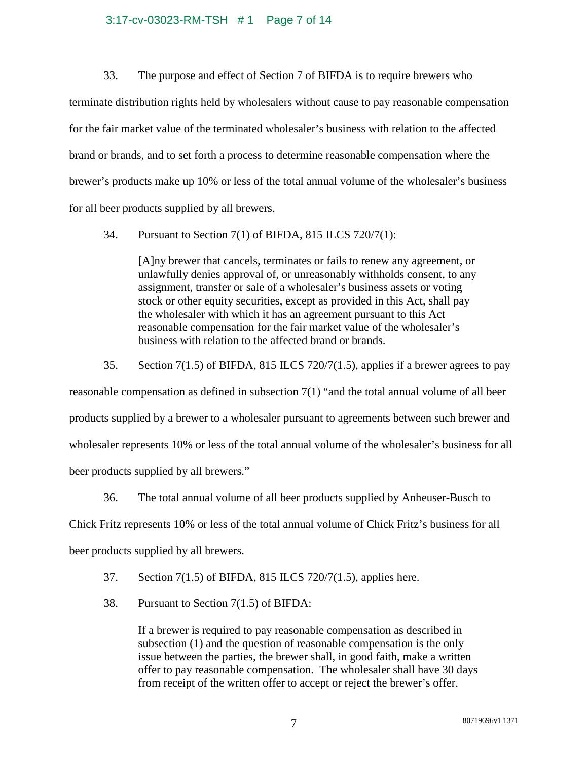33. The purpose and effect of Section 7 of BIFDA is to require brewers who terminate distribution rights held by wholesalers without cause to pay reasonable compensation for the fair market value of the terminated wholesaler's business with relation to the affected brand or brands, and to set forth a process to determine reasonable compensation where the brewer's products make up 10% or less of the total annual volume of the wholesaler's business for all beer products supplied by all brewers.

34. Pursuant to Section 7(1) of BIFDA, 815 ILCS 720/7(1):

> [A]ny brewer that cancels, terminates or fails to renew any agreement, or unlawfully denies approval of, or unreasonably withholds consent, to any assignment, transfer or sale of a wholesaler's business assets or voting stock or other equity securities, except as provided in this Act, shall pay the wholesaler with which it has an agreement pursuant to this Act reasonable compensation for the fair market value of the wholesaler's business with relation to the affected brand or brands.

35. Section 7(1.5) of BIFDA, 815 ILCS 720/7(1.5), applies if a brewer agrees to pay reasonable compensation as defined in subsection 7(1) "and the total annual volume of all beer products supplied by a brewer to a wholesaler pursuant to agreements between such brewer and wholesaler represents 10% or less of the total annual volume of the wholesaler's business for all beer products supplied by all brewers."

36. The total annual volume of all beer products supplied by Anheuser-Busch to Chick Fritz represents 10% or less of the total annual volume of Chick Fritz's business for all beer products supplied by all brewers.

37. Section 7(1.5) of BIFDA, 815 ILCS 720/7(1.5), applies here.

38. Pursuant to Section 7(1.5) of BIFDA:

> If a brewer is required to pay reasonable compensation as described in subsection (1) and the question of reasonable compensation is the only issue between the parties, the brewer shall, in good faith, make a written offer to pay reasonable compensation. The wholesaler shall have 30 days from receipt of the written offer to accept or reject the brewer's offer.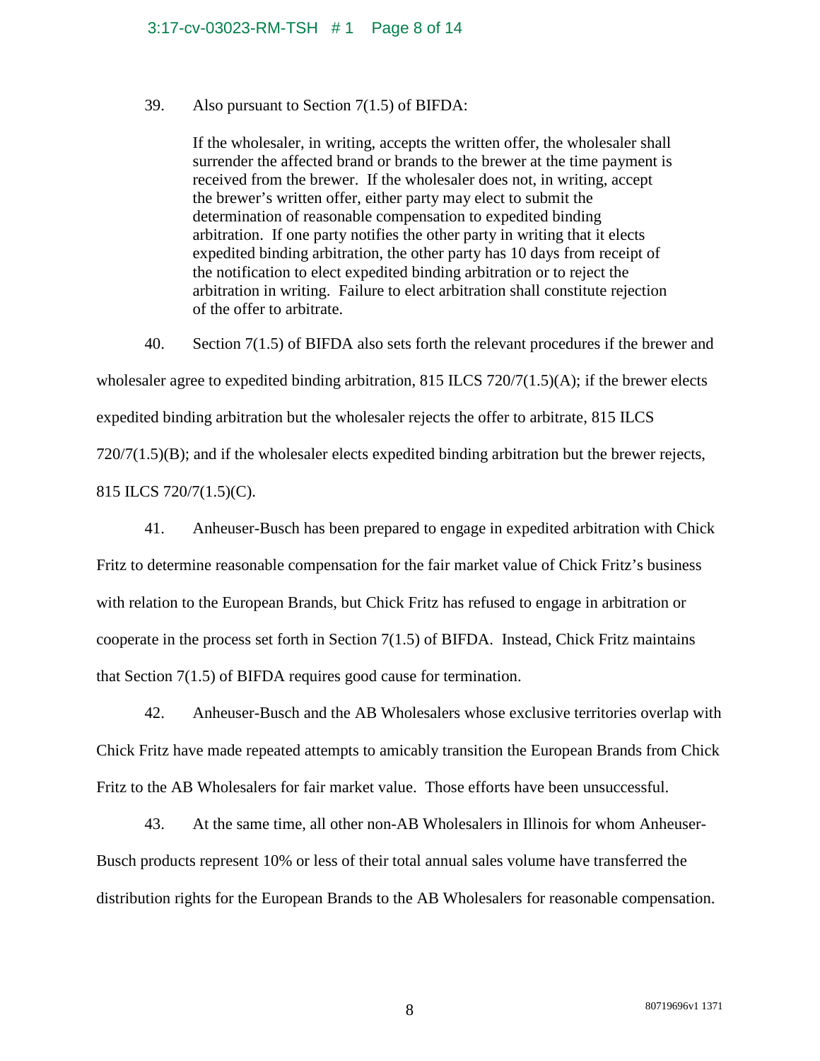39. Also pursuant to Section 7(1.5) of BIFDA:

> If the wholesaler, in writing, accepts the written offer, the wholesaler shall surrender the affected brand or brands to the brewer at the time payment is received from the brewer. If the wholesaler does not, in writing, accept the brewer's written offer, either party may elect to submit the determination of reasonable compensation to expedited binding arbitration. If one party notifies the other party in writing that it elects expedited binding arbitration, the other party has 10 days from receipt of the notification to elect expedited binding arbitration or to reject the arbitration in writing. Failure to elect arbitration shall constitute rejection of the offer to arbitrate.

40. Section 7(1.5) of BIFDA also sets forth the relevant procedures if the brewer and wholesaler agree to expedited binding arbitration, 815 ILCS 720/7(1.5)(A); if the brewer elects expedited binding arbitration but the wholesaler rejects the offer to arbitrate, 815 ILCS 720/7(1.5)(B); and if the wholesaler elects expedited binding arbitration but the brewer rejects, 815 ILCS 720/7(1.5)(C).

41. Anheuser-Busch has been prepared to engage in expedited arbitration with Chick Fritz to determine reasonable compensation for the fair market value of Chick Fritz's business with relation to the European Brands, but Chick Fritz has refused to engage in arbitration or cooperate in the process set forth in Section 7(1.5) of BIFDA. Instead, Chick Fritz maintains that Section 7(1.5) of BIFDA requires good cause for termination.

42. Anheuser-Busch and the AB Wholesalers whose exclusive territories overlap with Chick Fritz have made repeated attempts to amicably transition the European Brands from Chick Fritz to the AB Wholesalers for fair market value. Those efforts have been unsuccessful.

43. At the same time, all other non-AB Wholesalers in Illinois for whom Anheuser-Busch products represent 10% or less of their total annual sales volume have transferred the distribution rights for the European Brands to the AB Wholesalers for reasonable compensation.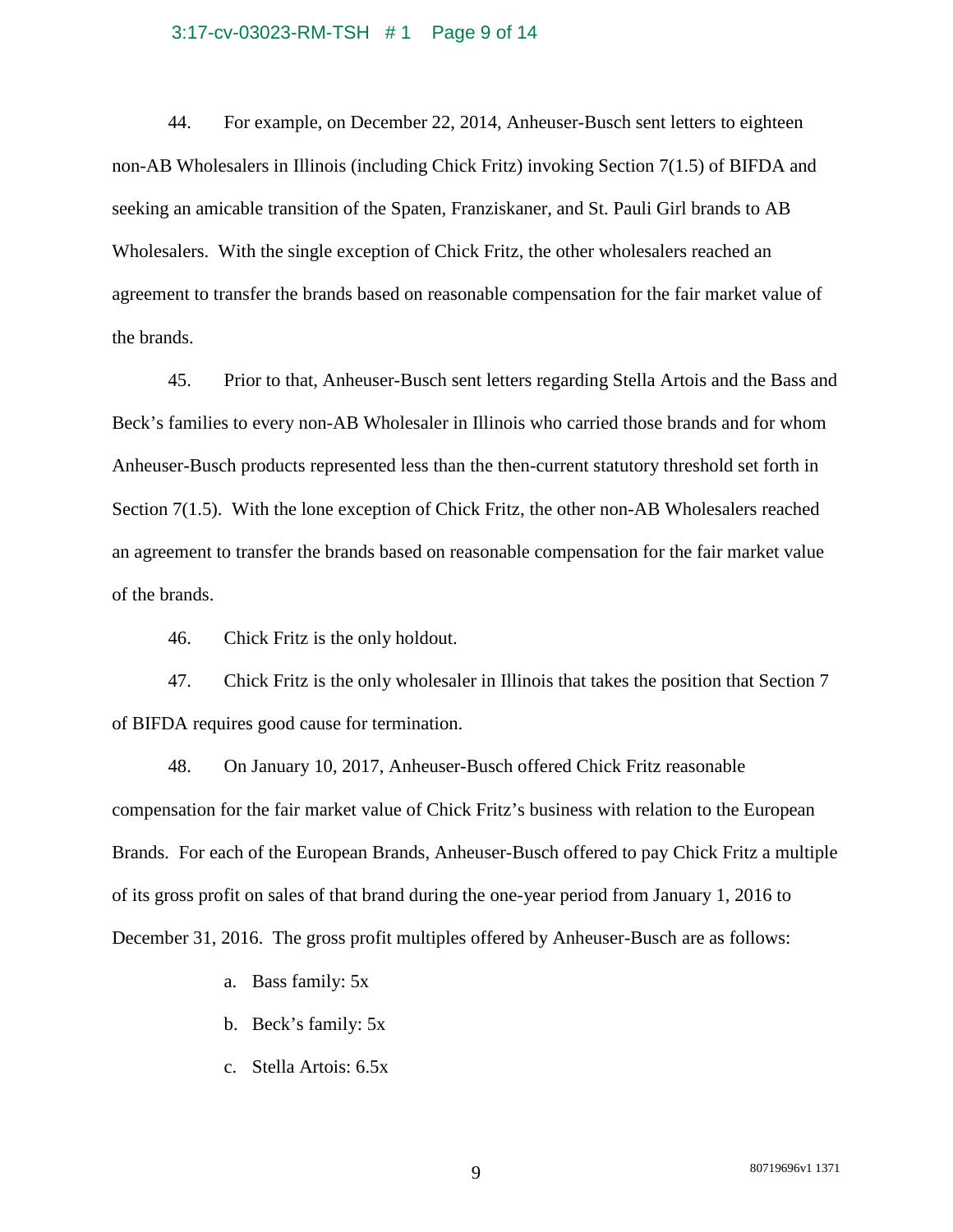44. For example, on December 22, 2014, Anheuser-Busch sent letters to eighteen non-AB Wholesalers in Illinois (including Chick Fritz) invoking Section 7(1.5) of BIFDA and seeking an amicable transition of the Spaten, Franziskaner, and St. Pauli Girl brands to AB Wholesalers. With the single exception of Chick Fritz, the other wholesalers reached an agreement to transfer the brands based on reasonable compensation for the fair market value of the brands.

45. Prior to that, Anheuser-Busch sent letters regarding Stella Artois and the Bass and Beck's families to every non-AB Wholesaler in Illinois who carried those brands and for whom Anheuser-Busch products represented less than the then-current statutory threshold set forth in Section 7(1.5). With the lone exception of Chick Fritz, the other non-AB Wholesalers reached an agreement to transfer the brands based on reasonable compensation for the fair market value of the brands.

46. Chick Fritz is the only holdout.

47. Chick Fritz is the only wholesaler in Illinois that takes the position that Section 7 of BIFDA requires good cause for termination.

48. On January 10, 2017, Anheuser-Busch offered Chick Fritz reasonable compensation for the fair market value of Chick Fritz's business with relation to the European Brands. For each of the European Brands, Anheuser-Busch offered to pay Chick Fritz a multiple of its gross profit on sales of that brand during the one-year period from January 1, 2016 to December 31, 2016. The gross profit multiples offered by Anheuser-Busch are as follows:

a. Bass family: 5x

b. Beck's family: 5x

c. Stella Artois: 6.5x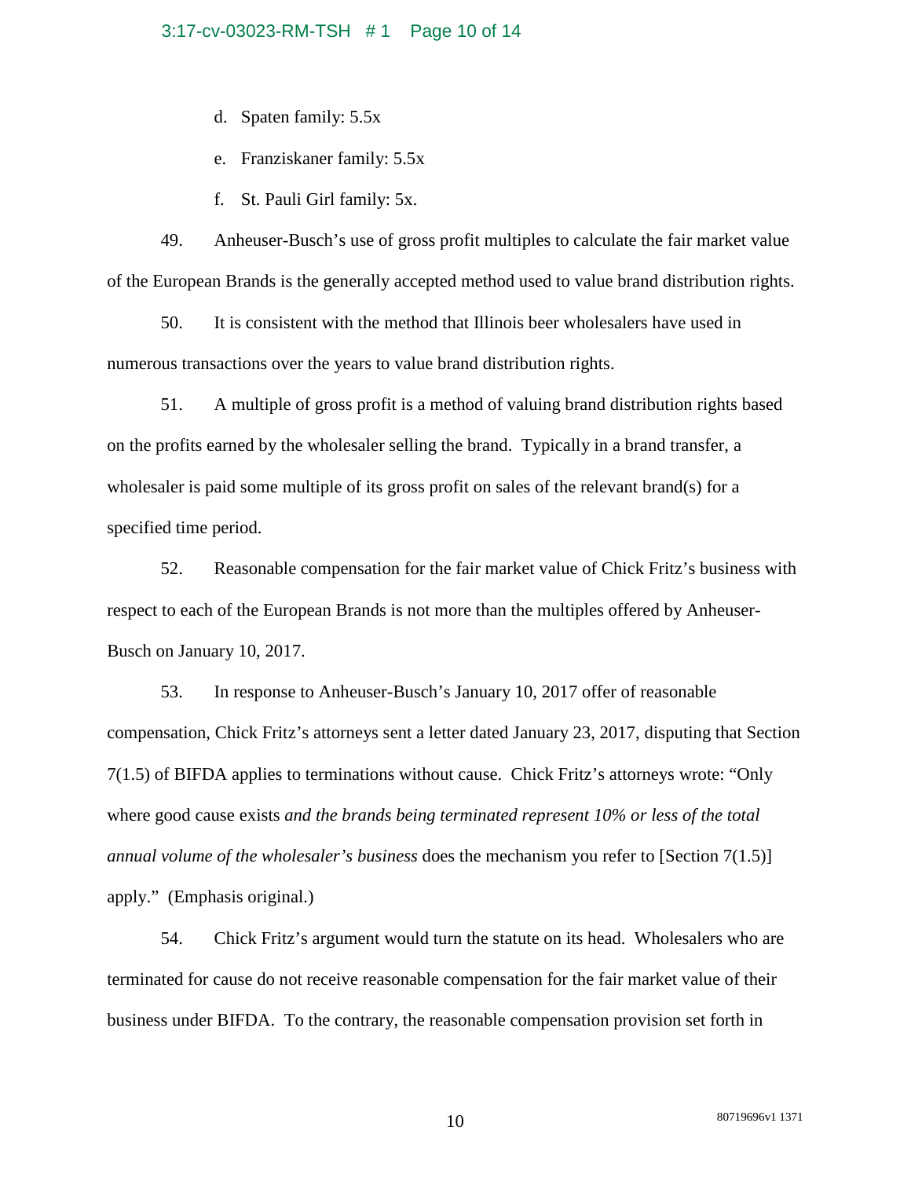d. Spaten family: 5.5x

e. Franziskaner family: 5.5x

f. St. Pauli Girl family: 5x.

49. Anheuser-Busch's use of gross profit multiples to calculate the fair market value of the European Brands is the generally accepted method used to value brand distribution rights.

50. It is consistent with the method that Illinois beer wholesalers have used in numerous transactions over the years to value brand distribution rights.

51. A multiple of gross profit is a method of valuing brand distribution rights based on the profits earned by the wholesaler selling the brand. Typically in a brand transfer, a wholesaler is paid some multiple of its gross profit on sales of the relevant brand(s) for a specified time period.

52. Reasonable compensation for the fair market value of Chick Fritz's business with respect to each of the European Brands is not more than the multiples offered by Anheuser-Busch on January 10, 2017.

53. In response to Anheuser-Busch's January 10, 2017 offer of reasonable compensation, Chick Fritz's attorneys sent a letter dated January 23, 2017, disputing that Section 7(1.5) of BIFDA applies to terminations without cause. Chick Fritz's attorneys wrote: "Only where good cause exists *and the brands being terminated represent 10% or less of the total annual volume of the wholesaler's business* does the mechanism you refer to [Section 7(1.5)] apply." (Emphasis original.)

54. Chick Fritz's argument would turn the statute on its head. Wholesalers who are terminated for cause do not receive reasonable compensation for the fair market value of their business under BIFDA. To the contrary, the reasonable compensation provision set forth in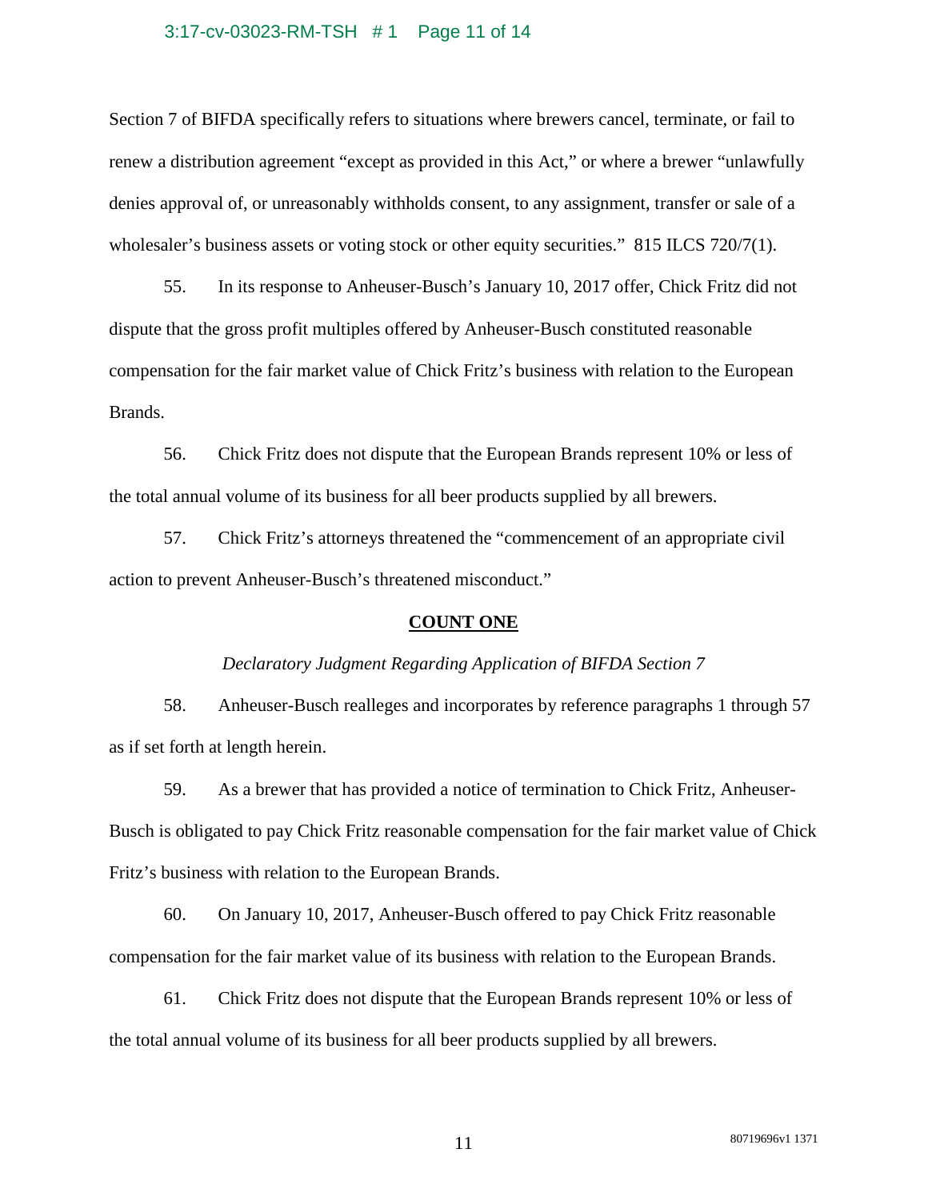Section 7 of BIFDA specifically refers to situations where brewers cancel, terminate, or fail to renew a distribution agreement "except as provided in this Act," or where a brewer "unlawfully denies approval of, or unreasonably withholds consent, to any assignment, transfer or sale of a wholesaler's business assets or voting stock or other equity securities." 815 ILCS 720/7(1).

55. In its response to Anheuser-Busch's January 10, 2017 offer, Chick Fritz did not dispute that the gross profit multiples offered by Anheuser-Busch constituted reasonable compensation for the fair market value of Chick Fritz's business with relation to the European Brands.

56. Chick Fritz does not dispute that the European Brands represent 10% or less of the total annual volume of its business for all beer products supplied by all brewers.

57. Chick Fritz's attorneys threatened the "commencement of an appropriate civil action to prevent Anheuser-Busch's threatened misconduct."

## COUNT ONE

*Declaratory Judgment Regarding Application of BIFDA Section 7*

58. Anheuser-Busch realleges and incorporates by reference paragraphs 1 through 57 as if set forth at length herein.

59. As a brewer that has provided a notice of termination to Chick Fritz, Anheuser-Busch is obligated to pay Chick Fritz reasonable compensation for the fair market value of Chick Fritz's business with relation to the European Brands.

60. On January 10, 2017, Anheuser-Busch offered to pay Chick Fritz reasonable compensation for the fair market value of its business with relation to the European Brands.

61. Chick Fritz does not dispute that the European Brands represent 10% or less of the total annual volume of its business for all beer products supplied by all brewers.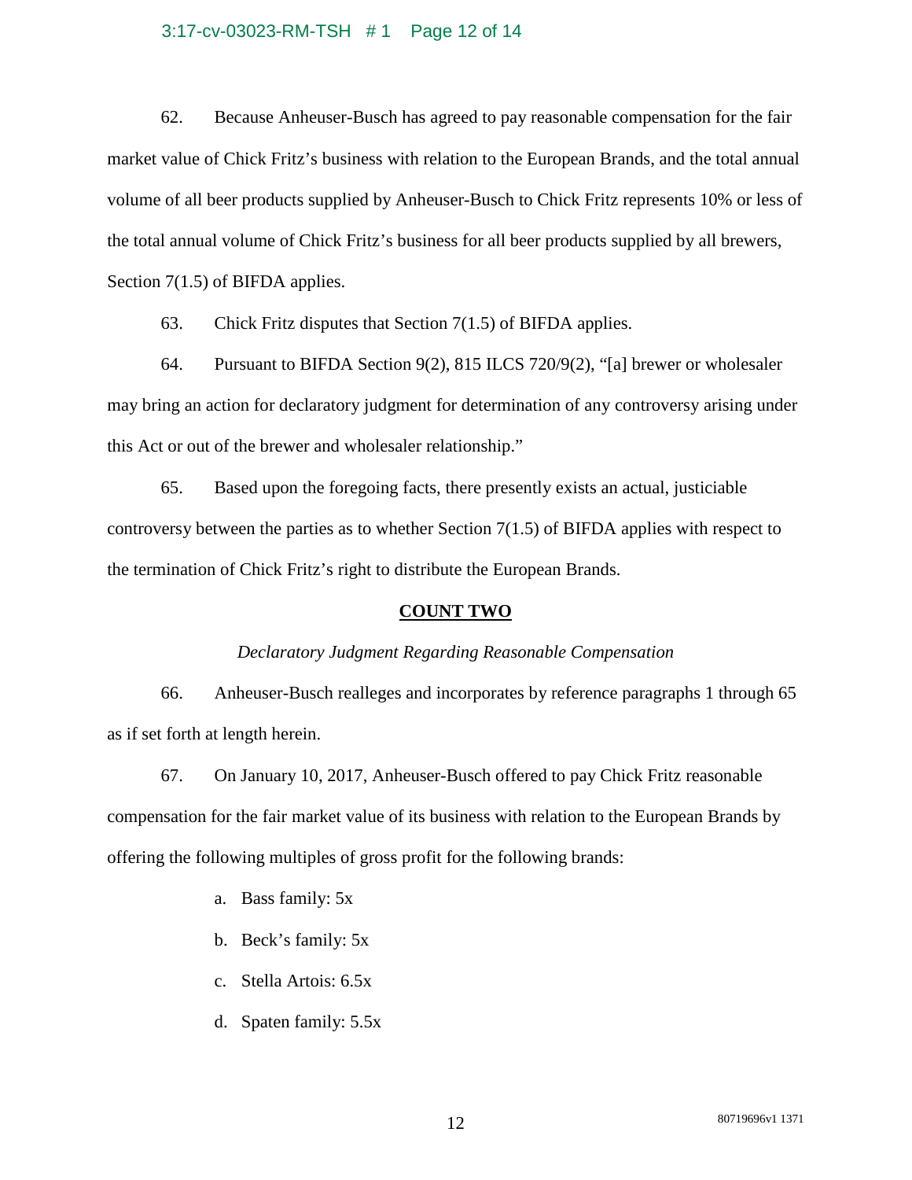62. Because Anheuser-Busch has agreed to pay reasonable compensation for the fair market value of Chick Fritz's business with relation to the European Brands, and the total annual volume of all beer products supplied by Anheuser-Busch to Chick Fritz represents 10% or less of the total annual volume of Chick Fritz's business for all beer products supplied by all brewers, Section 7(1.5) of BIFDA applies.

63. Chick Fritz disputes that Section 7(1.5) of BIFDA applies.

64. Pursuant to BIFDA Section 9(2), 815 ILCS 720/9(2), "[a] brewer or wholesaler may bring an action for declaratory judgment for determination of any controversy arising under this Act or out of the brewer and wholesaler relationship."

65. Based upon the foregoing facts, there presently exists an actual, justiciable controversy between the parties as to whether Section 7(1.5) of BIFDA applies with respect to the termination of Chick Fritz's right to distribute the European Brands.

## COUNT TWO

*Declaratory Judgment Regarding Reasonable Compensation*

66. Anheuser-Busch realleges and incorporates by reference paragraphs 1 through 65 as if set forth at length herein.

67. On January 10, 2017, Anheuser-Busch offered to pay Chick Fritz reasonable compensation for the fair market value of its business with relation to the European Brands by offering the following multiples of gross profit for the following brands:

a. Bass family: 5x

b. Beck's family: 5x

c. Stella Artois: 6.5x

d. Spaten family: 5.5x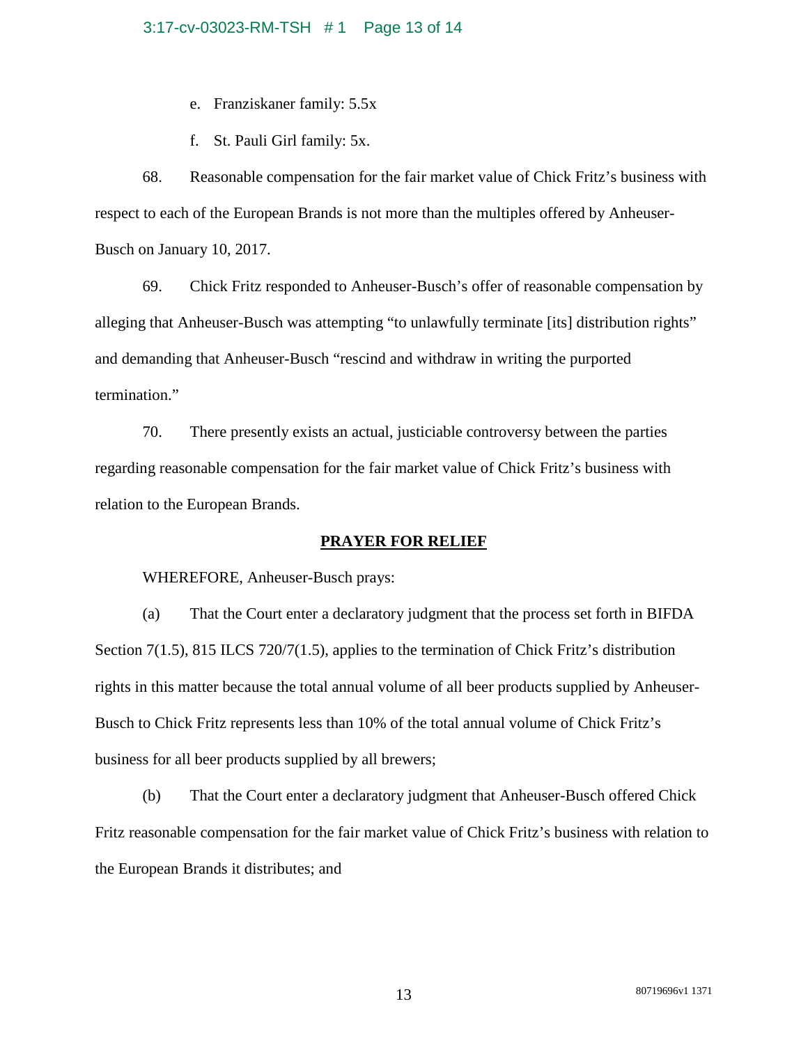e. Franziskaner family: 5.5x

f. St. Pauli Girl family: 5x.

68. Reasonable compensation for the fair market value of Chick Fritz's business with respect to each of the European Brands is not more than the multiples offered by Anheuser-Busch on January 10, 2017.

69. Chick Fritz responded to Anheuser-Busch's offer of reasonable compensation by alleging that Anheuser-Busch was attempting "to unlawfully terminate [its] distribution rights" and demanding that Anheuser-Busch "rescind and withdraw in writing the purported termination."

70. There presently exists an actual, justiciable controversy between the parties regarding reasonable compensation for the fair market value of Chick Fritz's business with relation to the European Brands.

## PRAYER FOR RELIEF

WHEREFORE, Anheuser-Busch prays:

(a) That the Court enter a declaratory judgment that the process set forth in BIFDA Section 7(1.5), 815 ILCS 720/7(1.5), applies to the termination of Chick Fritz's distribution rights in this matter because the total annual volume of all beer products supplied by Anheuser-Busch to Chick Fritz represents less than 10% of the total annual volume of Chick Fritz's business for all beer products supplied by all brewers;

(b) That the Court enter a declaratory judgment that Anheuser-Busch offered Chick Fritz reasonable compensation for the fair market value of Chick Fritz's business with relation to the European Brands it distributes; and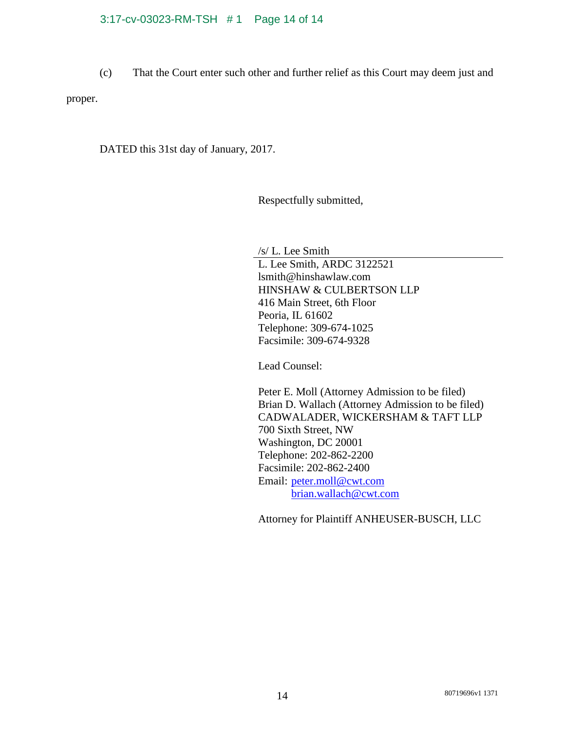(c) That the Court enter such other and further relief as this Court may deem just and proper.

DATED this 31st day of January, 2017.

Respectfully submitted,

/s/ L. Lee Smith
L. Lee Smith, ARDC 3122521
lsmith@hinshawlaw.com
HINSHAW & CULBERTSON LLP
416 Main Street, 6th Floor
Peoria, IL 61602
Telephone: 309-674-1025
Facsimile: 309-674-9328

Lead Counsel:

Peter E. Moll (Attorney Admission to be filed)
Brian D. Wallach (Attorney Admission to be filed)
CADWALADER, WICKERSHAM & TAFT LLP
700 Sixth Street, NW
Washington, DC 20001
Telephone: 202-862-2200
Facsimile: 202-862-2400
Email: peter.moll@cwt.com
brian.wallach@cwt.com

Attorney for Plaintiff ANHEUSER-BUSCH, LLC

80719696v1 1371